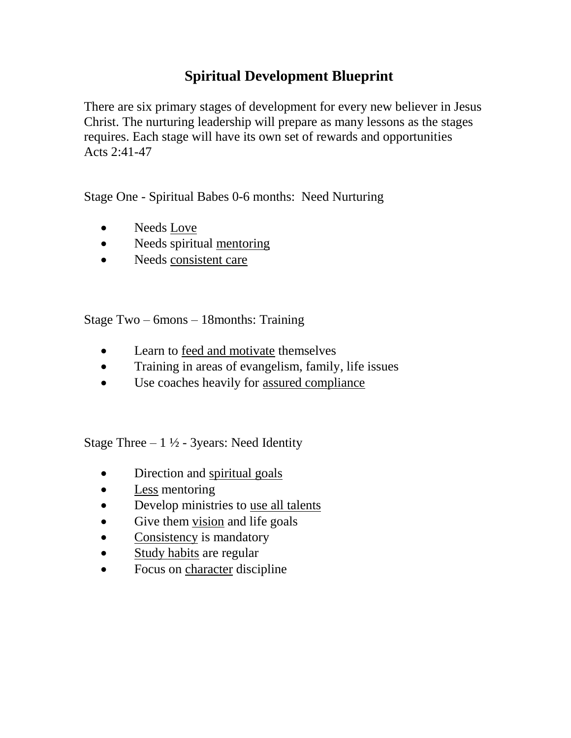# Spiritual Development Blueprint

There are six primary stages of development for every new believer in Jesus Christ. The nurturing leadership will prepare as many lessons as the stages requires. Each stage will have its own set of rewards and opportunities
Acts 2:41-47

Stage One - Spiritual Babes 0-6 months: Need Nurturing

- Needs <u>Love</u>
- Needs spiritual <u>mentoring</u>
- Needs <u>consistent care</u>

Stage Two – 6mons – 18months: Training

- Learn to <u>feed and motivate</u> themselves
- Training in areas of evangelism, family, life issues
- Use coaches heavily for <u>assured compliance</u>

Stage Three – 1 ½ - 3years: Need Identity

- Direction and <u>spiritual goals</u>
- <u>Less</u> mentoring
- Develop ministries to <u>use all talents</u>
- Give them <u>vision</u> and life goals
- <u>Consistency</u> is mandatory
- <u>Study habits</u> are regular
- Focus on <u>character</u> discipline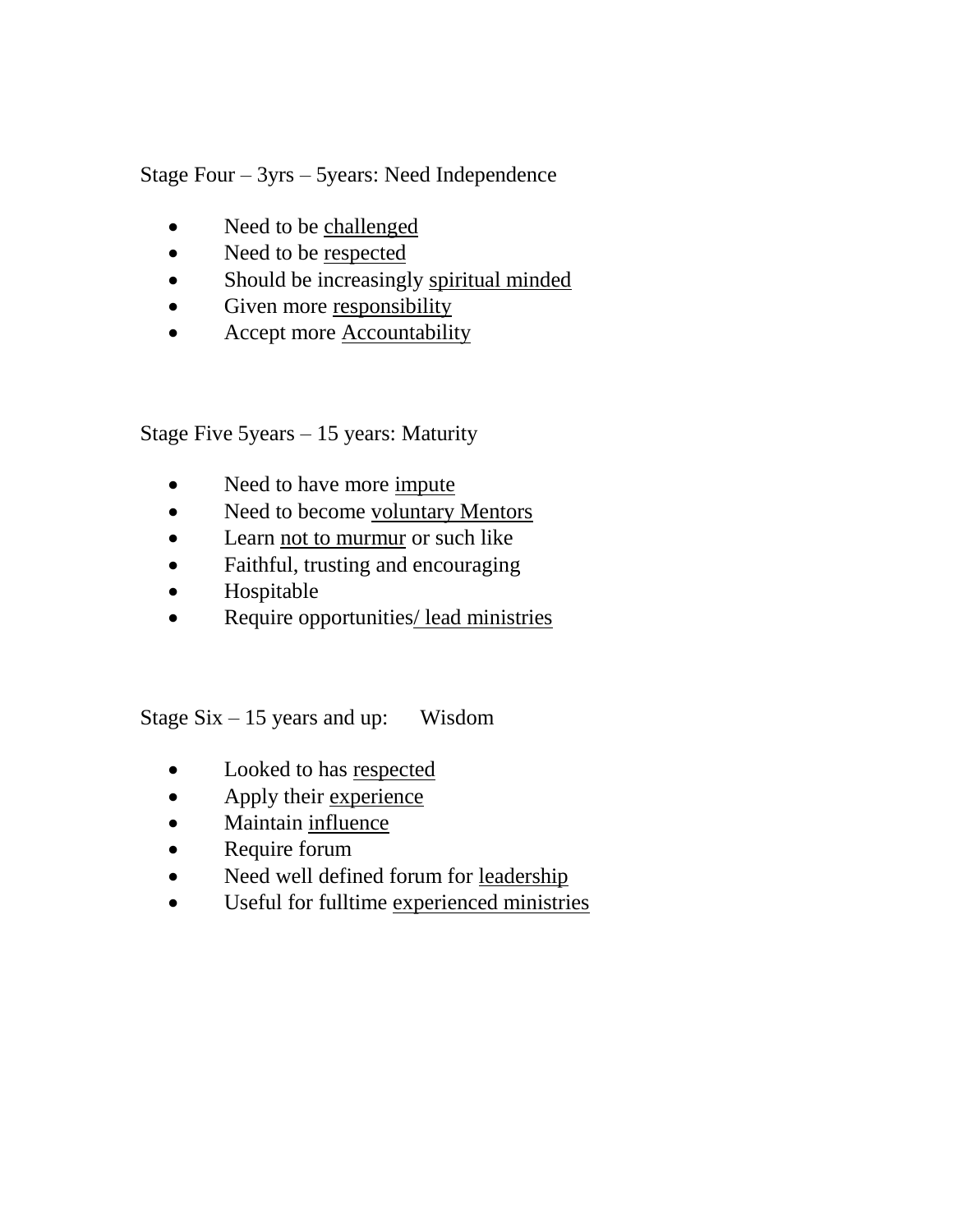Stage Four – 3yrs – 5years: Need Independence

- Need to be <u>challenged</u>
- Need to be <u>respected</u>
- Should be increasingly <u>spiritual minded</u>
- Given more <u>responsibility</u>
- Accept more <u>Accountability</u>

Stage Five 5years – 15 years: Maturity

- Need to have more <u>impute</u>
- Need to become <u>voluntary Mentors</u>
- Learn <u>not to murmur</u> or such like
- Faithful, trusting and encouraging
- Hospitable
- Require opportunities<u>/ lead ministries</u>

Stage Six – 15 years and up: Wisdom

- Looked to has <u>respected</u>
- Apply their <u>experience</u>
- Maintain <u>influence</u>
- Require forum
- Need well defined forum for <u>leadership</u>
- Useful for fulltime <u>experienced ministries</u>